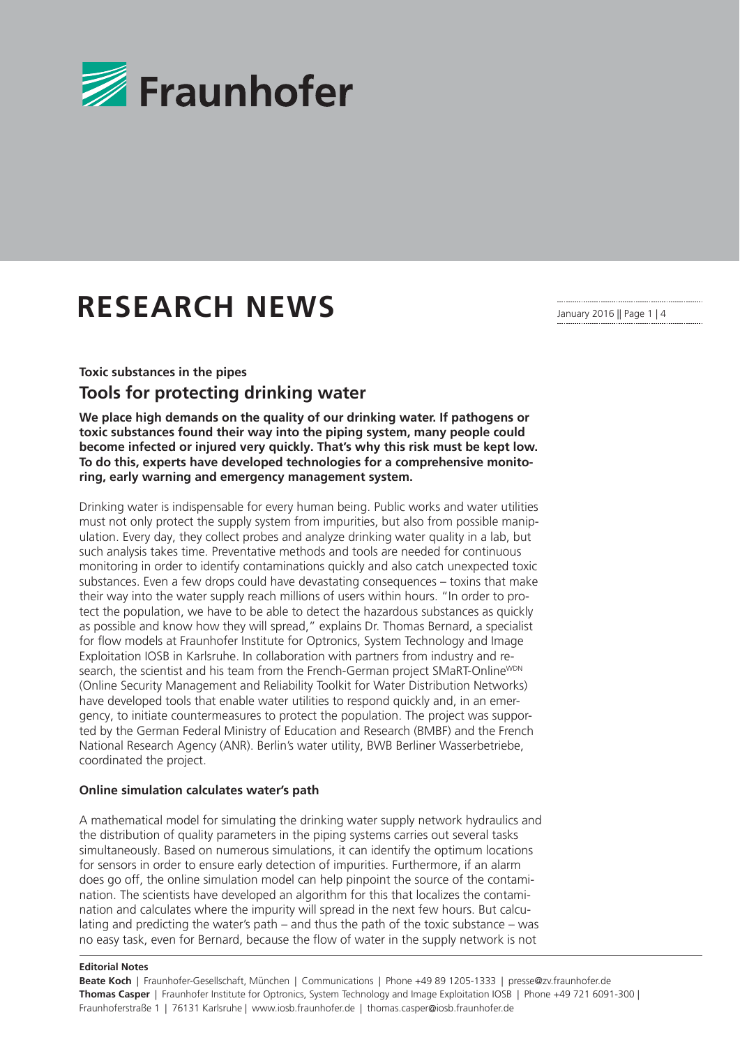# RESEARCH NEWS

**Toxic substances in the pipes**

## Tools for protecting drinking water

**We place high demands on the quality of our drinking water. If pathogens or toxic substances found their way into the piping system, many people could become infected or injured very quickly. That's why this risk must be kept low. To do this, experts have developed technologies for a comprehensive monitoring, early warning and emergency management system.**

Drinking water is indispensable for every human being. Public works and water utilities must not only protect the supply system from impurities, but also from possible manipulation. Every day, they collect probes and analyze drinking water quality in a lab, but such analysis takes time. Preventative methods and tools are needed for continuous monitoring in order to identify contaminations quickly and also catch unexpected toxic substances. Even a few drops could have devastating consequences – toxins that make their way into the water supply reach millions of users within hours. "In order to protect the population, we have to be able to detect the hazardous substances as quickly as possible and know how they will spread," explains Dr. Thomas Bernard, a specialist for flow models at Fraunhofer Institute for Optronics, System Technology and Image Exploitation IOSB in Karlsruhe. In collaboration with partners from industry and research, the scientist and his team from the French-German project SMaRT-Online[WDN] (Online Security Management and Reliability Toolkit for Water Distribution Networks) have developed tools that enable water utilities to respond quickly and, in an emergency, to initiate countermeasures to protect the population. The project was supported by the German Federal Ministry of Education and Research (BMBF) and the French National Research Agency (ANR). Berlin's water utility, BWB Berliner Wasserbetriebe, coordinated the project.

### Online simulation calculates water's path

A mathematical model for simulating the drinking water supply network hydraulics and the distribution of quality parameters in the piping systems carries out several tasks simultaneously. Based on numerous simulations, it can identify the optimum locations for sensors in order to ensure early detection of impurities. Furthermore, if an alarm does go off, the online simulation model can help pinpoint the source of the contamination. The scientists have developed an algorithm for this that localizes the contamination and calculates where the impurity will spread in the next few hours. But calculating and predicting the water's path – and thus the path of the toxic substance – was no easy task, even for Bernard, because the flow of water in the supply network is not

**Editorial Notes**

**Beate Koch** | Fraunhofer-Gesellschaft, München | Communications | Phone +49 89 1205-1333 | presse@zv.fraunhofer.de
**Thomas Casper** | Fraunhofer Institute for Optronics, System Technology and Image Exploitation IOSB | Phone +49 721 6091-300 | Fraunhoferstraße 1 | 76131 Karlsruhe | www.iosb.fraunhofer.de | thomas.casper@iosb.fraunhofer.de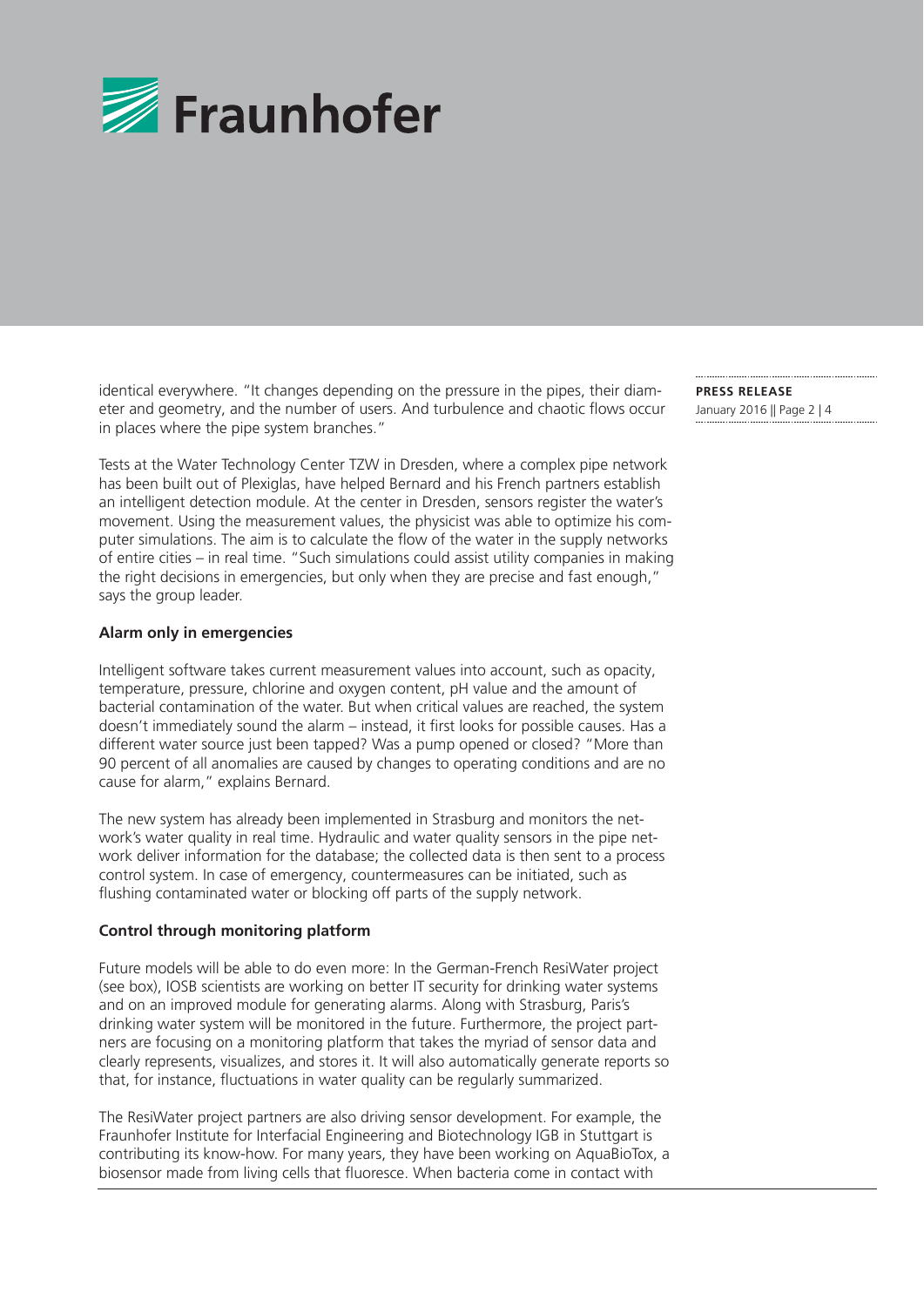identical everywhere. "It changes depending on the pressure in the pipes, their diameter and geometry, and the number of users. And turbulence and chaotic flows occur in places where the pipe system branches."

Tests at the Water Technology Center TZW in Dresden, where a complex pipe network has been built out of Plexiglas, have helped Bernard and his French partners establish an intelligent detection module. At the center in Dresden, sensors register the water's movement. Using the measurement values, the physicist was able to optimize his computer simulations. The aim is to calculate the flow of the water in the supply networks of entire cities – in real time. "Such simulations could assist utility companies in making the right decisions in emergencies, but only when they are precise and fast enough," says the group leader.

**Alarm only in emergencies**

Intelligent software takes current measurement values into account, such as opacity, temperature, pressure, chlorine and oxygen content, pH value and the amount of bacterial contamination of the water. But when critical values are reached, the system doesn't immediately sound the alarm – instead, it first looks for possible causes. Has a different water source just been tapped? Was a pump opened or closed? "More than 90 percent of all anomalies are caused by changes to operating conditions and are no cause for alarm," explains Bernard.

The new system has already been implemented in Strasburg and monitors the network's water quality in real time. Hydraulic and water quality sensors in the pipe network deliver information for the database; the collected data is then sent to a process control system. In case of emergency, countermeasures can be initiated, such as flushing contaminated water or blocking off parts of the supply network.

**Control through monitoring platform**

Future models will be able to do even more: In the German-French ResiWater project (see box), IOSB scientists are working on better IT security for drinking water systems and on an improved module for generating alarms. Along with Strasburg, Paris's drinking water system will be monitored in the future. Furthermore, the project partners are focusing on a monitoring platform that takes the myriad of sensor data and clearly represents, visualizes, and stores it. It will also automatically generate reports so that, for instance, fluctuations in water quality can be regularly summarized.

The ResiWater project partners are also driving sensor development. For example, the Fraunhofer Institute for Interfacial Engineering and Biotechnology IGB in Stuttgart is contributing its know-how. For many years, they have been working on AquaBioTox, a biosensor made from living cells that fluoresce. When bacteria come in contact with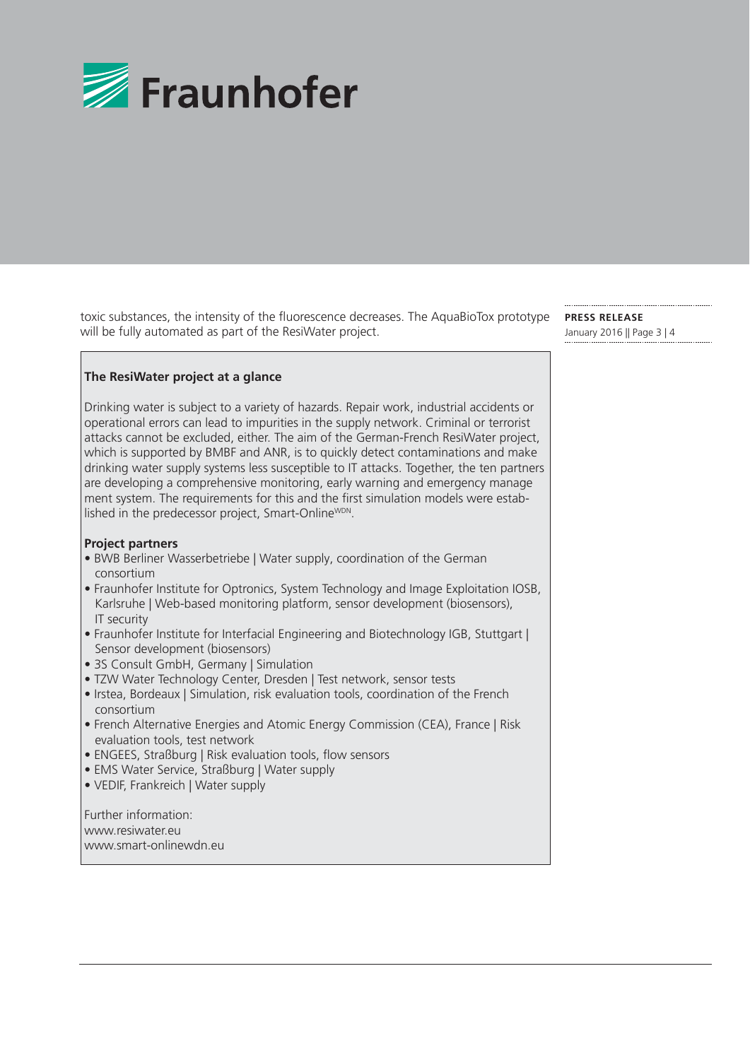toxic substances, the intensity of the fluorescence decreases. The AquaBioTox prototype will be fully automated as part of the ResiWater project.

**The ResiWater project at a glance**

Drinking water is subject to a variety of hazards. Repair work, industrial accidents or operational errors can lead to impurities in the supply network. Criminal or terrorist attacks cannot be excluded, either. The aim of the German-French ResiWater project, which is supported by BMBF and ANR, is to quickly detect contaminations and make drinking water supply systems less susceptible to IT attacks. Together, the ten partners are developing a comprehensive monitoring, early warning and emergency management system. The requirements for this and the first simulation models were established in the predecessor project, Smart-Online$^{WDN}$.

**Project partners**

- BWB Berliner Wasserbetriebe | Water supply, coordination of the German consortium
- Fraunhofer Institute for Optronics, System Technology and Image Exploitation IOSB, Karlsruhe | Web-based monitoring platform, sensor development (biosensors), IT security
- Fraunhofer Institute for Interfacial Engineering and Biotechnology IGB, Stuttgart | Sensor development (biosensors)
- 3S Consult GmbH, Germany | Simulation
- TZW Water Technology Center, Dresden | Test network, sensor tests
- Irstea, Bordeaux | Simulation, risk evaluation tools, coordination of the French consortium
- French Alternative Energies and Atomic Energy Commission (CEA), France | Risk evaluation tools, test network
- ENGEES, Straßburg | Risk evaluation tools, flow sensors
- EMS Water Service, Straßburg | Water supply
- VEDIF, Frankreich | Water supply

Further information:
www.resiwater.eu
www.smart-onlinewdn.eu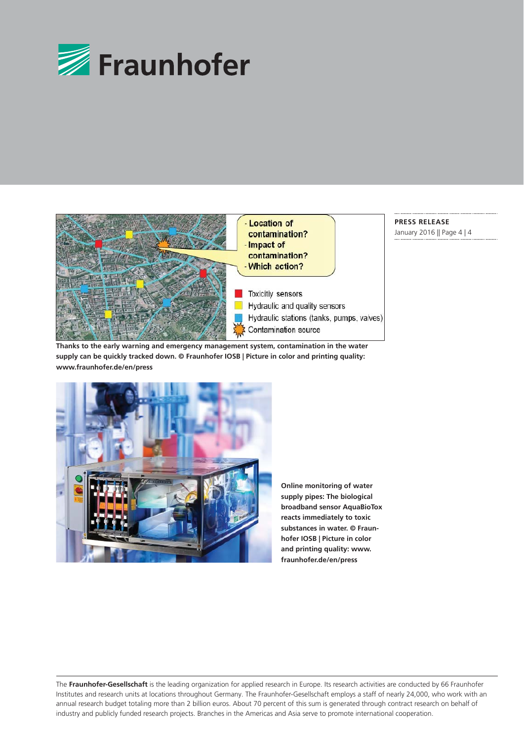Location of contamination?
Impact of contamination?
Which action?

Toxicitiy sensors
Hydraulic and quality sensors
Hydraulic stations (tanks, pumps, valves)
Contamination source

**Thanks to the early warning and emergency management system, contamination in the water supply can be quickly tracked down. © Fraunhofer IOSB | Picture in color and printing quality: www.fraunhofer.de/en/press**

**Online monitoring of water supply pipes: The biological broadband sensor AquaBioTox reacts immediately to toxic substances in water. © Fraunhofer IOSB | Picture in color and printing quality: www.fraunhofer.de/en/press**

The **Fraunhofer-Gesellschaft** is the leading organization for applied research in Europe. Its research activities are conducted by 66 Fraunhofer Institutes and research units at locations throughout Germany. The Fraunhofer-Gesellschaft employs a staff of nearly 24,000, who work with an annual research budget totaling more than 2 billion euros. About 70 percent of this sum is generated through contract research on behalf of industry and publicly funded research projects. Branches in the Americas and Asia serve to promote international cooperation.